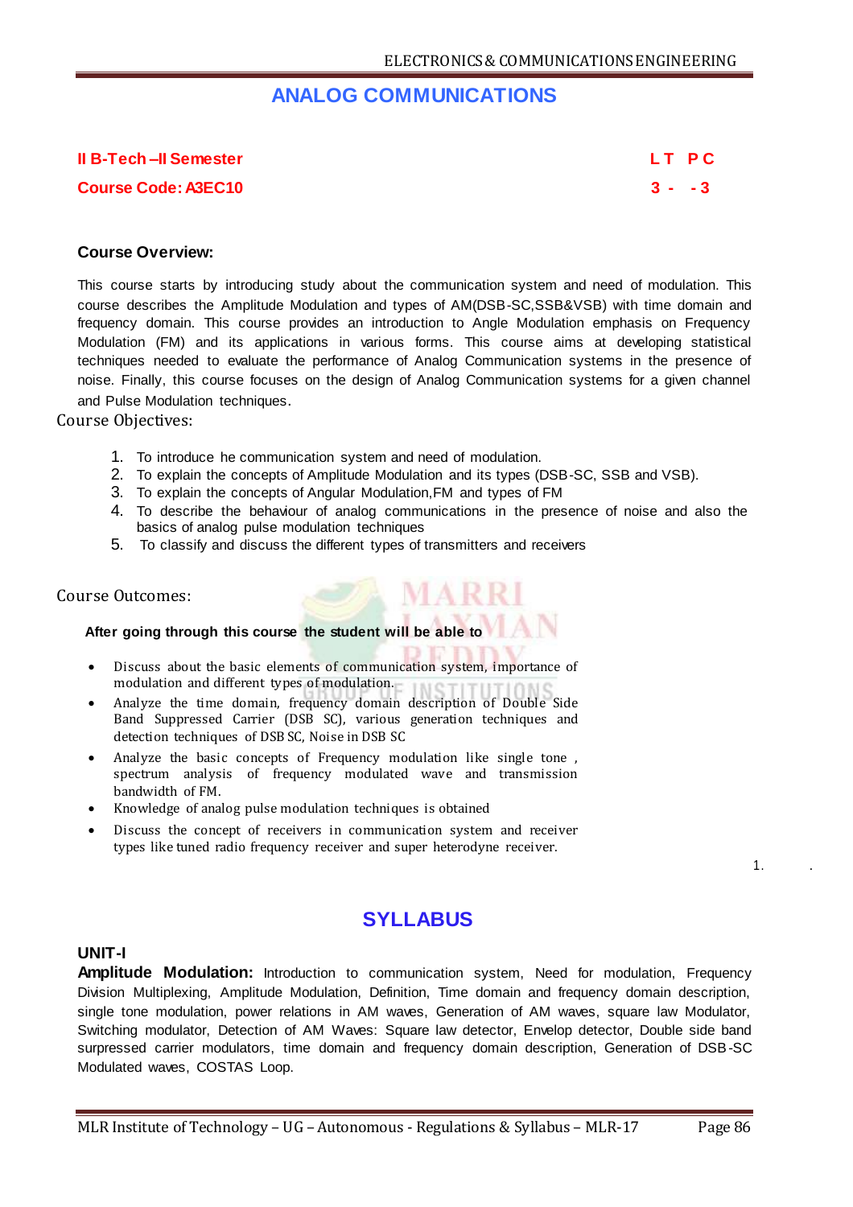# ANALOG COMMUNICATIONS

**II B-Tech –II Semester** | **L T P C**

**Course Code: A3EC10** | **3 - - 3**

### Course Overview:

This course starts by introducing study about the communication system and need of modulation. This course describes the Amplitude Modulation and types of AM(DSB-SC,SSB&VSB) with time domain and frequency domain. This course provides an introduction to Angle Modulation emphasis on Frequency Modulation (FM) and its applications in various forms. This course aims at developing statistical techniques needed to evaluate the performance of Analog Communication systems in the presence of noise. Finally, this course focuses on the design of Analog Communication systems for a given channel and Pulse Modulation techniques.

### Course Objectives:

1. To introduce he communication system and need of modulation.
2. To explain the concepts of Amplitude Modulation and its types (DSB-SC, SSB and VSB).
3. To explain the concepts of Angular Modulation,FM and types of FM
4. To describe the behaviour of analog communications in the presence of noise and also the basics of analog pulse modulation techniques
5. To classify and discuss the different types of transmitters and receivers

### Course Outcomes:

**After going through this course the student will be able to**

- Discuss about the basic elements of communication system, importance of modulation and different types of modulation.
- Analyze the time domain, frequency domain description of Double Side Band Suppressed Carrier (DSB SC), various generation techniques and detection techniques of DSB SC, Noise in DSB SC
- Analyze the basic concepts of Frequency modulation like single tone , spectrum analysis of frequency modulated wave and transmission bandwidth of FM.
- Knowledge of analog pulse modulation techniques is obtained
- Discuss the concept of receivers in communication system and receiver types like tuned radio frequency receiver and super heterodyne receiver.

1. .

## SYLLABUS

### UNIT-I

**Amplitude Modulation:** Introduction to communication system, Need for modulation, Frequency Division Multiplexing, Amplitude Modulation, Definition, Time domain and frequency domain description, single tone modulation, power relations in AM waves, Generation of AM waves, square law Modulator, Switching modulator, Detection of AM Waves: Square law detector, Envelop detector, Double side band surpressed carrier modulators, time domain and frequency domain description, Generation of DSB-SC Modulated waves, COSTAS Loop.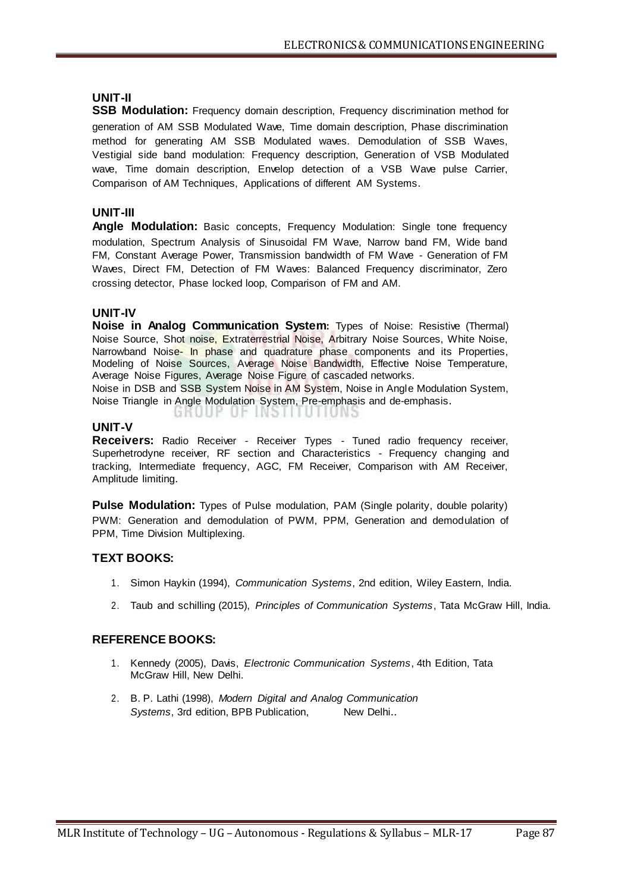**UNIT-II**

**SSB Modulation:** Frequency domain description, Frequency discrimination method for generation of AM SSB Modulated Wave, Time domain description, Phase discrimination method for generating AM SSB Modulated waves. Demodulation of SSB Waves, Vestigial side band modulation: Frequency description, Generation of VSB Modulated wave, Time domain description, Envelop detection of a VSB Wave pulse Carrier, Comparison of AM Techniques, Applications of different AM Systems.

**UNIT-III**

**Angle Modulation:** Basic concepts, Frequency Modulation: Single tone frequency modulation, Spectrum Analysis of Sinusoidal FM Wave, Narrow band FM, Wide band FM, Constant Average Power, Transmission bandwidth of FM Wave - Generation of FM Waves, Direct FM, Detection of FM Waves: Balanced Frequency discriminator, Zero crossing detector, Phase locked loop, Comparison of FM and AM.

**UNIT-IV**

**Noise in Analog Communication System:** Types of Noise: Resistive (Thermal) Noise Source, Shot noise, Extraterrestrial Noise, Arbitrary Noise Sources, White Noise, Narrowband Noise- In phase and quadrature phase components and its Properties, Modeling of Noise Sources, Average Noise Bandwidth, Effective Noise Temperature, Average Noise Figures, Average Noise Figure of cascaded networks.

Noise in DSB and SSB System Noise in AM System, Noise in Angle Modulation System, Noise Triangle in Angle Modulation System, Pre-emphasis and de-emphasis.

**UNIT-V**

**Receivers:** Radio Receiver - Receiver Types - Tuned radio frequency receiver, Superhetrodyne receiver, RF section and Characteristics - Frequency changing and tracking, Intermediate frequency, AGC, FM Receiver, Comparison with AM Receiver, Amplitude limiting.

**Pulse Modulation:** Types of Pulse modulation, PAM (Single polarity, double polarity) PWM: Generation and demodulation of PWM, PPM, Generation and demodulation of PPM, Time Division Multiplexing.

**TEXT BOOKS:**

1. Simon Haykin (1994), *Communication Systems*, 2nd edition, Wiley Eastern, India.
2. Taub and schilling (2015), *Principles of Communication Systems*, Tata McGraw Hill, India.

**REFERENCE BOOKS:**

1. Kennedy (2005), Davis, *Electronic Communication Systems*, 4th Edition, Tata McGraw Hill, New Delhi.
2. B. P. Lathi (1998), *Modern Digital and Analog Communication Systems*, 3rd edition, BPB Publication, New Delhi..